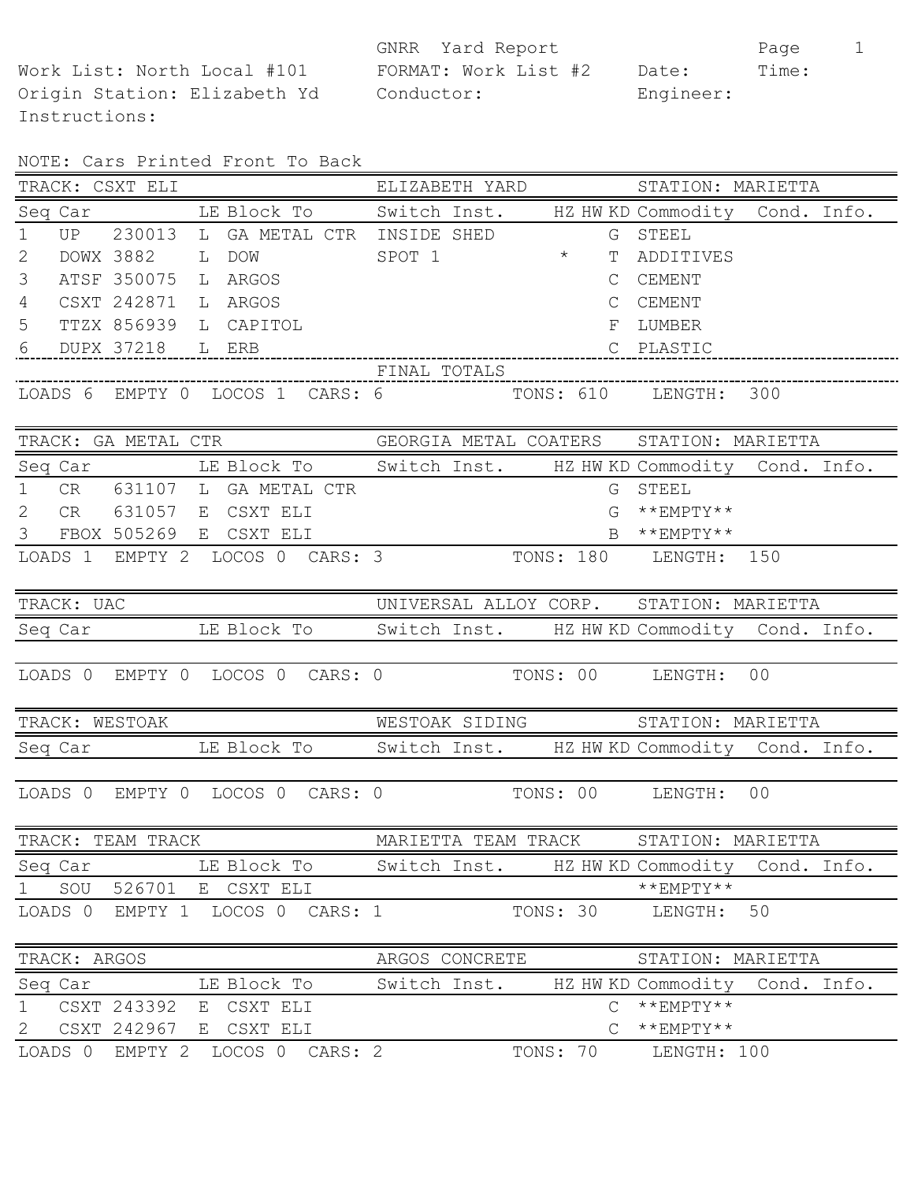GNRR Yard Report

Work List: North Local #101 | FORMAT: Work List #2 | Date: | Time:

Origin Station: Elizabeth Yd | Conductor: | Engineer:

Instructions:

NOTE: Cars Printed Front To Back

**TRACK: CSXT ELI — ELIZABETH YARD — STATION: MARIETTA**

| Seq | Car | LE | Block To | Switch Inst. | HZ | HW | KD | Commodity | Cond. Info. |
|---|---|---|---|---|---|---|---|---|---|
| 1 | UP 230013 | L | GA METAL CTR | INSIDE SHED | | | G | STEEL | |
| 2 | DOWX 3882 | L | DOW | SPOT 1 | * | | T | ADDITIVES | |
| 3 | ATSF 350075 | L | ARGOS | | | | C | CEMENT | |
| 4 | CSXT 242871 | L | ARGOS | | | | C | CEMENT | |
| 5 | TTZX 856939 | L | CAPITOL | | | | F | LUMBER | |
| 6 | DUPX 37218 | L | ERB | | | | C | PLASTIC | |

FINAL TOTALS

LOADS 6 EMPTY 0 LOCOS 1 CARS: 6 TONS: 610 LENGTH: 300

**TRACK: GA METAL CTR — GEORGIA METAL COATERS — STATION: MARIETTA**

| Seq | Car | LE | Block To | Switch Inst. | HZ | HW | KD | Commodity | Cond. Info. |
|---|---|---|---|---|---|---|---|---|---|
| 1 | CR 631107 | L | GA METAL CTR | | | | G | STEEL | |
| 2 | CR 631057 | E | CSXT ELI | | | | G | \*\*EMPTY\*\* | |
| 3 | FBOX 505269 | E | CSXT ELI | | | | B | \*\*EMPTY\*\* | |

LOADS 1 EMPTY 2 LOCOS 0 CARS: 3 TONS: 180 LENGTH: 150

**TRACK: UAC — UNIVERSAL ALLOY CORP. — STATION: MARIETTA**

| Seq | Car | LE | Block To | Switch Inst. | HZ | HW | KD | Commodity | Cond. Info. |
|---|---|---|---|---|---|---|---|---|---|

LOADS 0 EMPTY 0 LOCOS 0 CARS: 0 TONS: 00 LENGTH: 00

**TRACK: WESTOAK — WESTOAK SIDING — STATION: MARIETTA**

| Seq | Car | LE | Block To | Switch Inst. | HZ | HW | KD | Commodity | Cond. Info. |
|---|---|---|---|---|---|---|---|---|---|

LOADS 0 EMPTY 0 LOCOS 0 CARS: 0 TONS: 00 LENGTH: 00

**TRACK: TEAM TRACK — MARIETTA TEAM TRACK — STATION: MARIETTA**

| Seq | Car | LE | Block To | Switch Inst. | HZ | HW | KD | Commodity | Cond. Info. |
|---|---|---|---|---|---|---|---|---|---|
| 1 | SOU 526701 | E | CSXT ELI | | | | | \*\*EMPTY\*\* | |

LOADS 0 EMPTY 1 LOCOS 0 CARS: 1 TONS: 30 LENGTH: 50

**TRACK: ARGOS — ARGOS CONCRETE — STATION: MARIETTA**

| Seq | Car | LE | Block To | Switch Inst. | HZ | HW | KD | Commodity | Cond. Info. |
|---|---|---|---|---|---|---|---|---|---|
| 1 | CSXT 243392 | E | CSXT ELI | | | | C | \*\*EMPTY\*\* | |
| 2 | CSXT 242967 | E | CSXT ELI | | | | C | \*\*EMPTY\*\* | |

LOADS 0 EMPTY 2 LOCOS 0 CARS: 2 TONS: 70 LENGTH: 100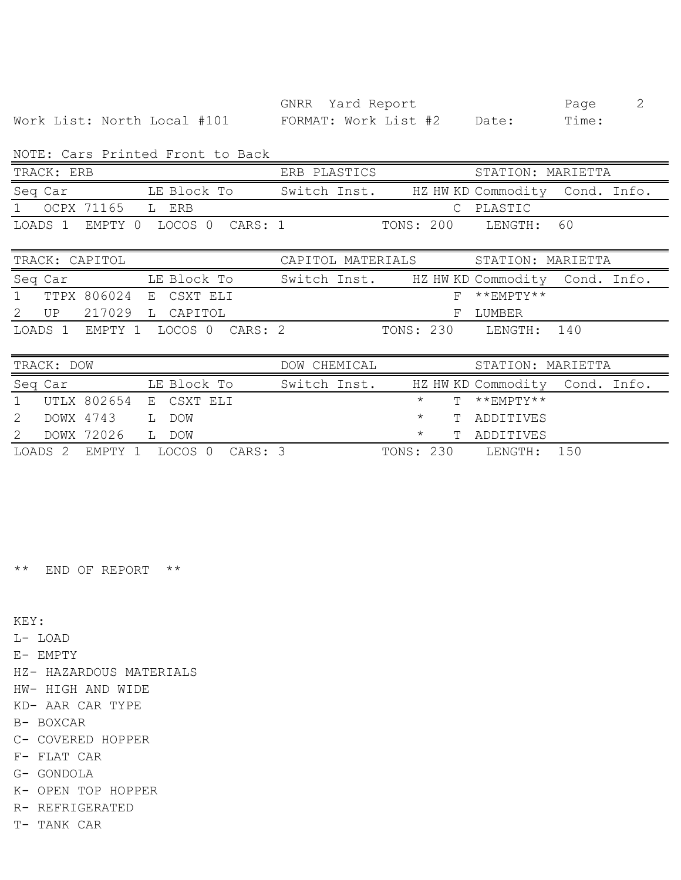GNRR Yard Report

Work List: North Local #101 FORMAT: Work List #2 Date: Time:

NOTE: Cars Printed Front to Back

| TRACK: ERB | | | | ERB PLASTICS | | | | STATION: MARIETTA | |
|---|---|---|---|---|---|---|---|---|---|
| Seq | Car | LE | Block To | Switch Inst. | HZ | HW | KD | Commodity | Cond. Info. |
| 1 | OCPX 71165 | L | ERB | | | | C | PLASTIC | |
| LOADS 1 | EMPTY 0 | LOCOS 0 | CARS: 1 | | TONS: 200 | | | LENGTH: 60 | |

| TRACK: CAPITOL | | | | CAPITOL MATERIALS | | | | STATION: MARIETTA | |
|---|---|---|---|---|---|---|---|---|---|
| Seq | Car | LE | Block To | Switch Inst. | HZ | HW | KD | Commodity | Cond. Info. |
| 1 | TTPX 806024 | E | CSXT ELI | | | | F | **EMPTY** | |
| 2 | UP 217029 | L | CAPITOL | | | | F | LUMBER | |
| LOADS 1 | EMPTY 1 | LOCOS 0 | CARS: 2 | | TONS: 230 | | | LENGTH: 140 | |

| TRACK: DOW | | | | DOW CHEMICAL | | | | STATION: MARIETTA | |
|---|---|---|---|---|---|---|---|---|---|
| Seq | Car | LE | Block To | Switch Inst. | HZ | HW | KD | Commodity | Cond. Info. |
| 1 | UTLX 802654 | E | CSXT ELI | | * | | T | **EMPTY** | |
| 2 | DOWX 4743 | L | DOW | | * | | T | ADDITIVES | |
| 2 | DOWX 72026 | L | DOW | | * | | T | ADDITIVES | |
| LOADS 2 | EMPTY 1 | LOCOS 0 | CARS: 3 | | TONS: 230 | | | LENGTH: 150 | |

** END OF REPORT **

KEY:

L- LOAD
E- EMPTY
HZ- HAZARDOUS MATERIALS
HW- HIGH AND WIDE
KD- AAR CAR TYPE
B- BOXCAR
C- COVERED HOPPER
F- FLAT CAR
G- GONDOLA
K- OPEN TOP HOPPER
R- REFRIGERATED
T- TANK CAR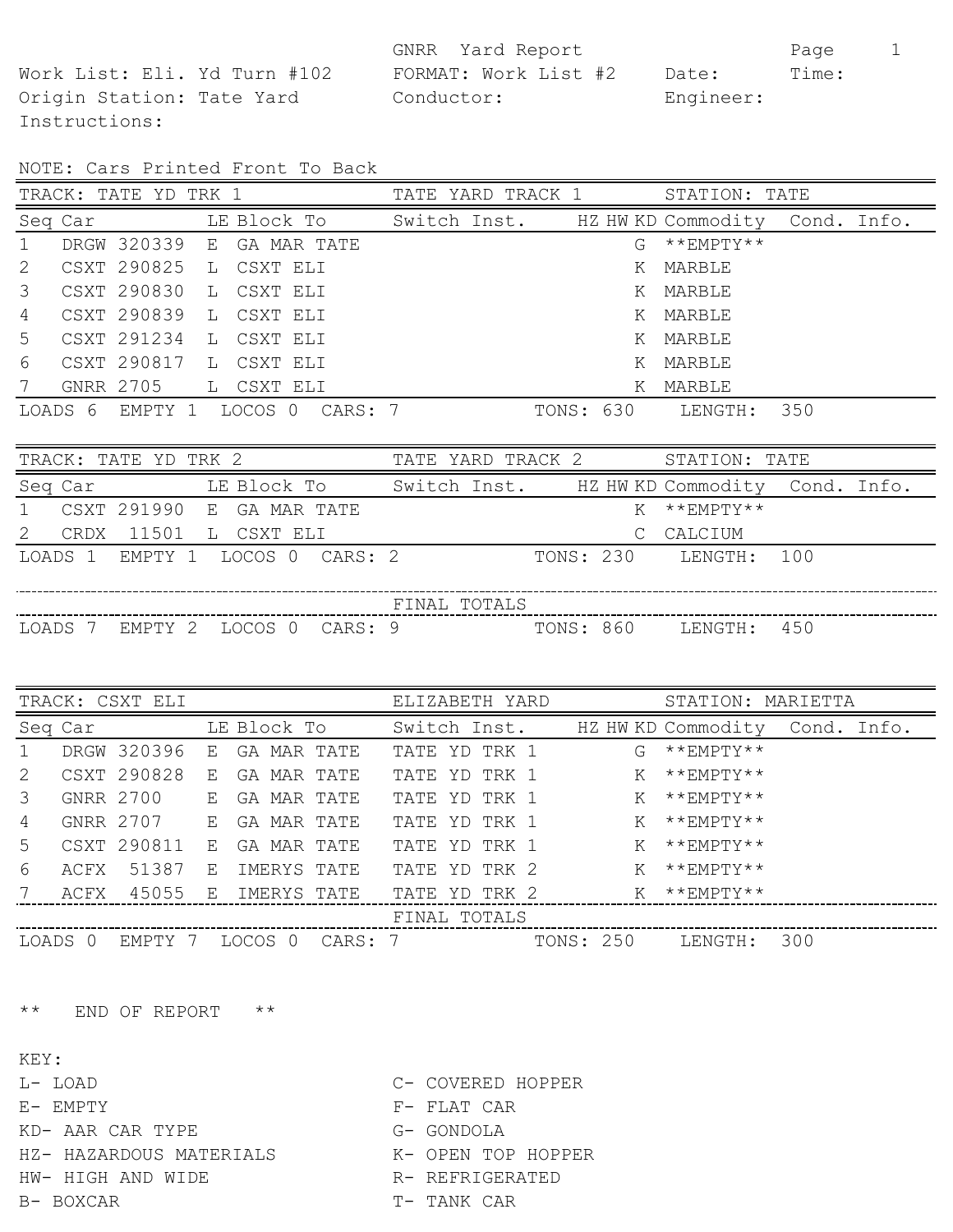GNRR Yard Report

Work List: Eli. Yd Turn #102 FORMAT: Work List #2 Date: Time:

Origin Station: Tate Yard Conductor: Engineer:

Instructions:

NOTE: Cars Printed Front To Back

**TRACK: TATE YD TRK 1 — TATE YARD TRACK 1 — STATION: TATE**

| Seq | Car | LE | Block To | Switch Inst. | HZ | HW | KD | Commodity | Cond. Info. |
|---|---|---|---|---|---|---|---|---|---|
| 1 | DRGW 320339 | E | GA MAR TATE | | | | G | **EMPTY** | |
| 2 | CSXT 290825 | L | CSXT ELI | | | | K | MARBLE | |
| 3 | CSXT 290830 | L | CSXT ELI | | | | K | MARBLE | |
| 4 | CSXT 290839 | L | CSXT ELI | | | | K | MARBLE | |
| 5 | CSXT 291234 | L | CSXT ELI | | | | K | MARBLE | |
| 6 | CSXT 290817 | L | CSXT ELI | | | | K | MARBLE | |
| 7 | GNRR 2705 | L | CSXT ELI | | | | K | MARBLE | |

LOADS 6 EMPTY 1 LOCOS 0 CARS: 7 TONS: 630 LENGTH: 350

**TRACK: TATE YD TRK 2 — TATE YARD TRACK 2 — STATION: TATE**

| Seq | Car | LE | Block To | Switch Inst. | HZ | HW | KD | Commodity | Cond. Info. |
|---|---|---|---|---|---|---|---|---|---|
| 1 | CSXT 291990 | E | GA MAR TATE | | | | K | **EMPTY** | |
| 2 | CRDX 11501 | L | CSXT ELI | | | | C | CALCIUM | |

LOADS 1 EMPTY 1 LOCOS 0 CARS: 2 TONS: 230 LENGTH: 100

FINAL TOTALS

LOADS 7 EMPTY 2 LOCOS 0 CARS: 9 TONS: 860 LENGTH: 450

**TRACK: CSXT ELI — ELIZABETH YARD — STATION: MARIETTA**

| Seq | Car | LE | Block To | Switch Inst. | HZ | HW | KD | Commodity | Cond. Info. |
|---|---|---|---|---|---|---|---|---|---|
| 1 | DRGW 320396 | E | GA MAR TATE | TATE YD TRK 1 | | | G | **EMPTY** | |
| 2 | CSXT 290828 | E | GA MAR TATE | TATE YD TRK 1 | | | K | **EMPTY** | |
| 3 | GNRR 2700 | E | GA MAR TATE | TATE YD TRK 1 | | | K | **EMPTY** | |
| 4 | GNRR 2707 | E | GA MAR TATE | TATE YD TRK 1 | | | K | **EMPTY** | |
| 5 | CSXT 290811 | E | GA MAR TATE | TATE YD TRK 1 | | | K | **EMPTY** | |
| 6 | ACFX 51387 | E | IMERYS TATE | TATE YD TRK 2 | | | K | **EMPTY** | |
| 7 | ACFX 45055 | E | IMERYS TATE | TATE YD TRK 2 | | | K | **EMPTY** | |

FINAL TOTALS

LOADS 0 EMPTY 7 LOCOS 0 CARS: 7 TONS: 250 LENGTH: 300

** END OF REPORT **

KEY:

| | |
|---|---|
| L- LOAD | C- COVERED HOPPER |
| E- EMPTY | F- FLAT CAR |
| KD- AAR CAR TYPE | G- GONDOLA |
| HZ- HAZARDOUS MATERIALS | K- OPEN TOP HOPPER |
| HW- HIGH AND WIDE | R- REFRIGERATED |
| B- BOXCAR | T- TANK CAR |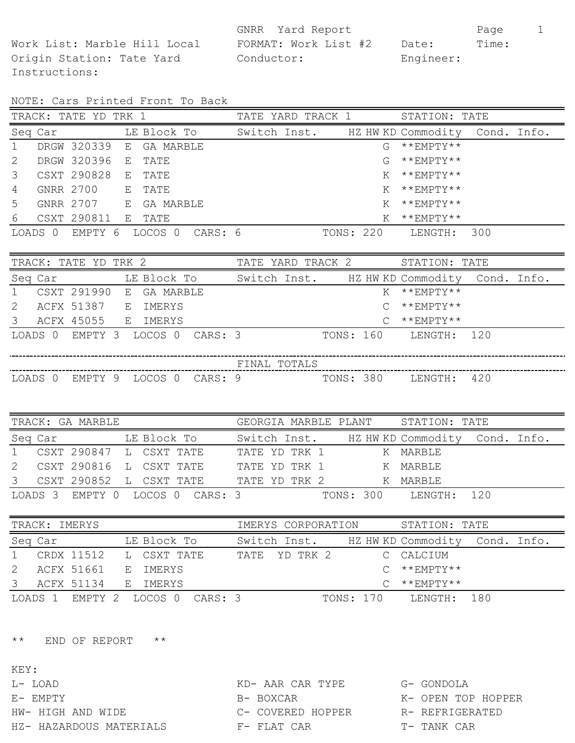GNRR Yard Report

Work List: Marble Hill Local | FORMAT: Work List #2 | Date: | Time:

Origin Station: Tate Yard | Conductor: | Engineer:

Instructions:

NOTE: Cars Printed Front To Back

**TRACK: TATE YD TRK 1** — TATE YARD TRACK 1 — STATION: TATE

| Seq | Car | LE | Block To | Switch Inst. | HZ | HW | KD | Commodity | Cond. Info. |
|---|---|---|---|---|---|---|---|---|---|
| 1 | DRGW 320339 | E | GA MARBLE | | | | G | **EMPTY** | |
| 2 | DRGW 320396 | E | TATE | | | | G | **EMPTY** | |
| 3 | CSXT 290828 | E | TATE | | | | K | **EMPTY** | |
| 4 | GNRR 2700 | E | TATE | | | | K | **EMPTY** | |
| 5 | GNRR 2707 | E | GA MARBLE | | | | K | **EMPTY** | |
| 6 | CSXT 290811 | E | TATE | | | | K | **EMPTY** | |

LOADS 0 EMPTY 6 LOCOS 0 CARS: 6 TONS: 220 LENGTH: 300

**TRACK: TATE YD TRK 2** — TATE YARD TRACK 2 — STATION: TATE

| Seq | Car | LE | Block To | Switch Inst. | HZ | HW | KD | Commodity | Cond. Info. |
|---|---|---|---|---|---|---|---|---|---|
| 1 | CSXT 291990 | E | GA MARBLE | | | | K | **EMPTY** | |
| 2 | ACFX 51387 | E | IMERYS | | | | C | **EMPTY** | |
| 3 | ACFX 45055 | E | IMERYS | | | | C | **EMPTY** | |

LOADS 0 EMPTY 3 LOCOS 0 CARS: 3 TONS: 160 LENGTH: 120

FINAL TOTALS

LOADS 0 EMPTY 9 LOCOS 0 CARS: 9 TONS: 380 LENGTH: 420

**TRACK: GA MARBLE** — GEORGIA MARBLE PLANT — STATION: TATE

| Seq | Car | LE | Block To | Switch Inst. | HZ | HW | KD | Commodity | Cond. Info. |
|---|---|---|---|---|---|---|---|---|---|
| 1 | CSXT 290847 | L | CSXT TATE | TATE YD TRK 1 | | | K | MARBLE | |
| 2 | CSXT 290816 | L | CSXT TATE | TATE YD TRK 1 | | | K | MARBLE | |
| 3 | CSXT 290852 | L | CSXT TATE | TATE YD TRK 2 | | | K | MARBLE | |

LOADS 3 EMPTY 0 LOCOS 0 CARS: 3 TONS: 300 LENGTH: 120

**TRACK: IMERYS** — IMERYS CORPORATION — STATION: TATE

| Seq | Car | LE | Block To | Switch Inst. | HZ | HW | KD | Commodity | Cond. Info. |
|---|---|---|---|---|---|---|---|---|---|
| 1 | CRDX 11512 | L | CSXT TATE | TATE YD TRK 2 | | | C | CALCIUM | |
| 2 | ACFX 51661 | E | IMERYS | | | | C | **EMPTY** | |
| 3 | ACFX 51134 | E | IMERYS | | | | C | **EMPTY** | |

LOADS 1 EMPTY 2 LOCOS 0 CARS: 3 TONS: 170 LENGTH: 180

** END OF REPORT **

KEY:

| | | |
|---|---|---|
| L- LOAD | KD- AAR CAR TYPE | G- GONDOLA |
| E- EMPTY | B- BOXCAR | K- OPEN TOP HOPPER |
| HW- HIGH AND WIDE | C- COVERED HOPPER | R- REFRIGERATED |
| HZ- HAZARDOUS MATERIALS | F- FLAT CAR | T- TANK CAR |